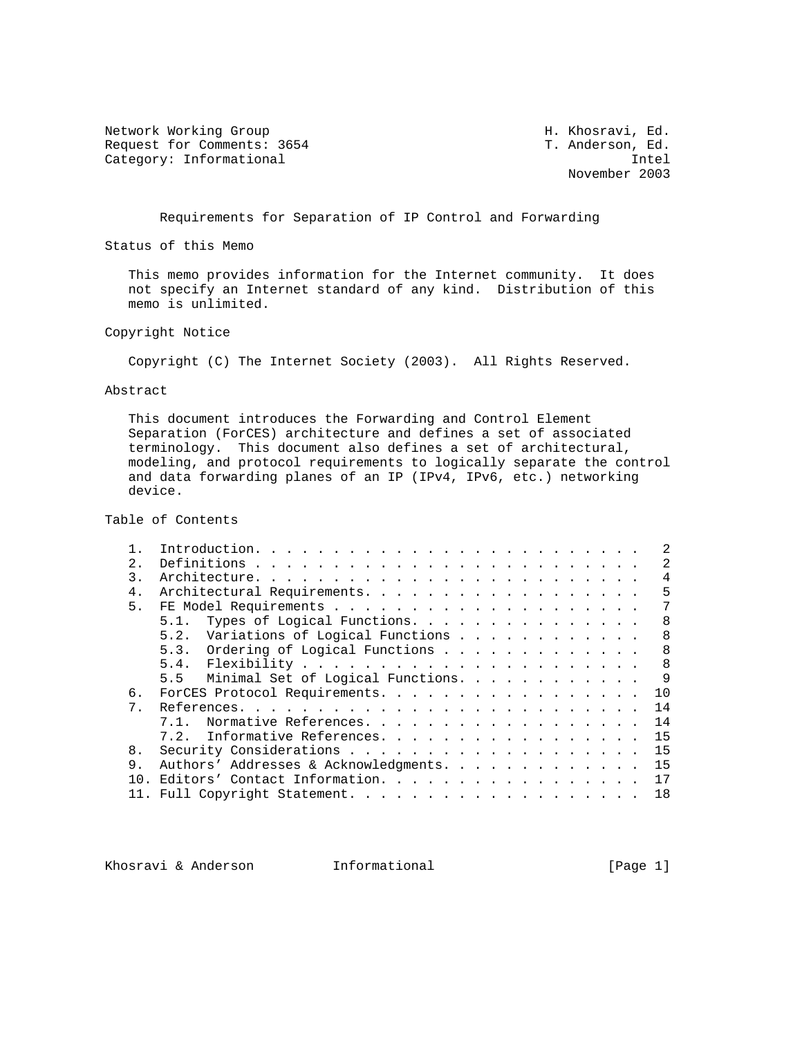Network Working Group H. Khosravi, Ed.
Request for Comments: 3654 T. Anderson, Ed.
Category: Informational Intel
November 2003

# Requirements for Separation of IP Control and Forwarding

## Status of this Memo

This memo provides information for the Internet community. It does not specify an Internet standard of any kind. Distribution of this memo is unlimited.

## Copyright Notice

Copyright (C) The Internet Society (2003). All Rights Reserved.

## Abstract

This document introduces the Forwarding and Control Element Separation (ForCES) architecture and defines a set of associated terminology. This document also defines a set of architectural, modeling, and protocol requirements to logically separate the control and data forwarding planes of an IP (IPv4, IPv6, etc.) networking device.

## Table of Contents

```
   1.  Introduction. . . . . . . . . . . . . . . . . . . . . . . . .   2
   2.  Definitions . . . . . . . . . . . . . . . . . . . . . . . . .   2
   3.  Architecture. . . . . . . . . . . . . . . . . . . . . . . . .   4
   4.  Architectural Requirements. . . . . . . . . . . . . . . . . .   5
   5.  FE Model Requirements . . . . . . . . . . . . . . . . . . . .   7
       5.1.  Types of Logical Functions. . . . . . . . . . . . . . .   8
       5.2.  Variations of Logical Functions . . . . . . . . . . . .   8
       5.3.  Ordering of Logical Functions . . . . . . . . . . . . .   8
       5.4.  Flexibility . . . . . . . . . . . . . . . . . . . . . .   8
       5.5   Minimal Set of Logical Functions. . . . . . . . . . . .   9
   6.  ForCES Protocol Requirements. . . . . . . . . . . . . . . . .  10
   7.  References. . . . . . . . . . . . . . . . . . . . . . . . . .  14
       7.1.  Normative References. . . . . . . . . . . . . . . . . .  14
       7.2.  Informative References. . . . . . . . . . . . . . . . .  15
   8.  Security Considerations . . . . . . . . . . . . . . . . . . .  15
   9.  Authors' Addresses & Acknowledgments. . . . . . . . . . . . .  15
   10. Editors' Contact Information. . . . . . . . . . . . . . . . .  17
   11. Full Copyright Statement. . . . . . . . . . . . . . . . . . .  18
```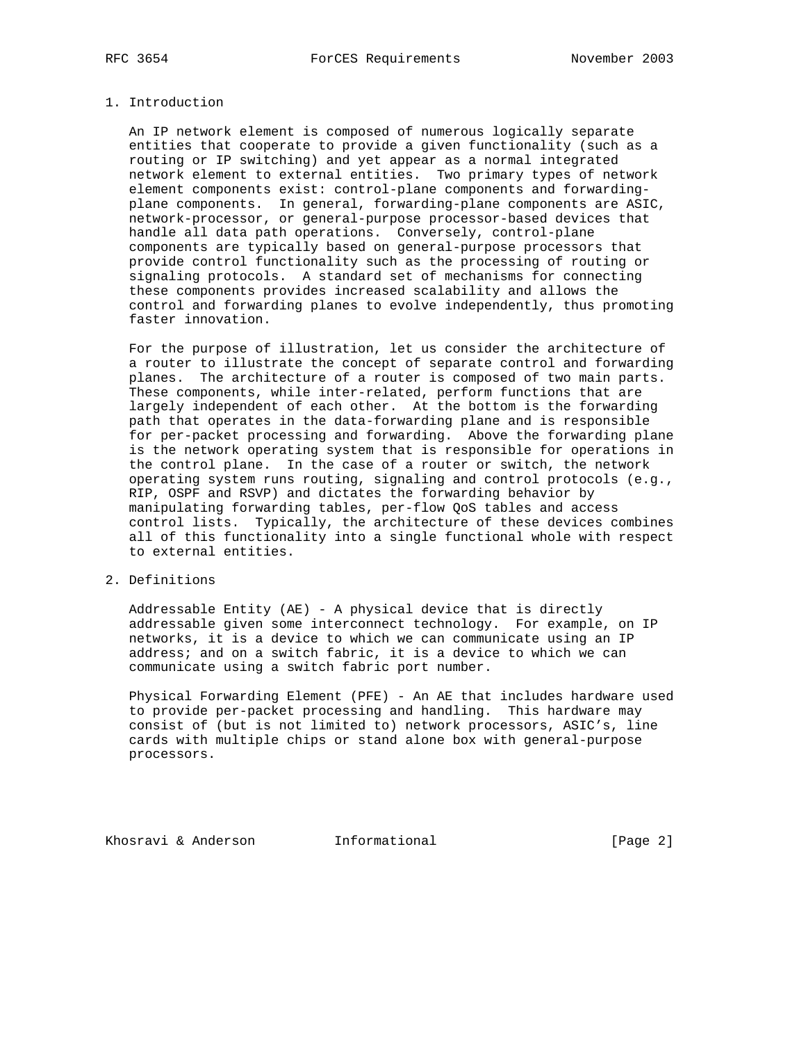## 1. Introduction

An IP network element is composed of numerous logically separate entities that cooperate to provide a given functionality (such as a routing or IP switching) and yet appear as a normal integrated network element to external entities. Two primary types of network element components exist: control-plane components and forwarding-plane components. In general, forwarding-plane components are ASIC, network-processor, or general-purpose processor-based devices that handle all data path operations. Conversely, control-plane components are typically based on general-purpose processors that provide control functionality such as the processing of routing or signaling protocols. A standard set of mechanisms for connecting these components provides increased scalability and allows the control and forwarding planes to evolve independently, thus promoting faster innovation.

For the purpose of illustration, let us consider the architecture of a router to illustrate the concept of separate control and forwarding planes. The architecture of a router is composed of two main parts. These components, while inter-related, perform functions that are largely independent of each other. At the bottom is the forwarding path that operates in the data-forwarding plane and is responsible for per-packet processing and forwarding. Above the forwarding plane is the network operating system that is responsible for operations in the control plane. In the case of a router or switch, the network operating system runs routing, signaling and control protocols (e.g., RIP, OSPF and RSVP) and dictates the forwarding behavior by manipulating forwarding tables, per-flow QoS tables and access control lists. Typically, the architecture of these devices combines all of this functionality into a single functional whole with respect to external entities.

## 2. Definitions

Addressable Entity (AE) - A physical device that is directly addressable given some interconnect technology. For example, on IP networks, it is a device to which we can communicate using an IP address; and on a switch fabric, it is a device to which we can communicate using a switch fabric port number.

Physical Forwarding Element (PFE) - An AE that includes hardware used to provide per-packet processing and handling. This hardware may consist of (but is not limited to) network processors, ASIC's, line cards with multiple chips or stand alone box with general-purpose processors.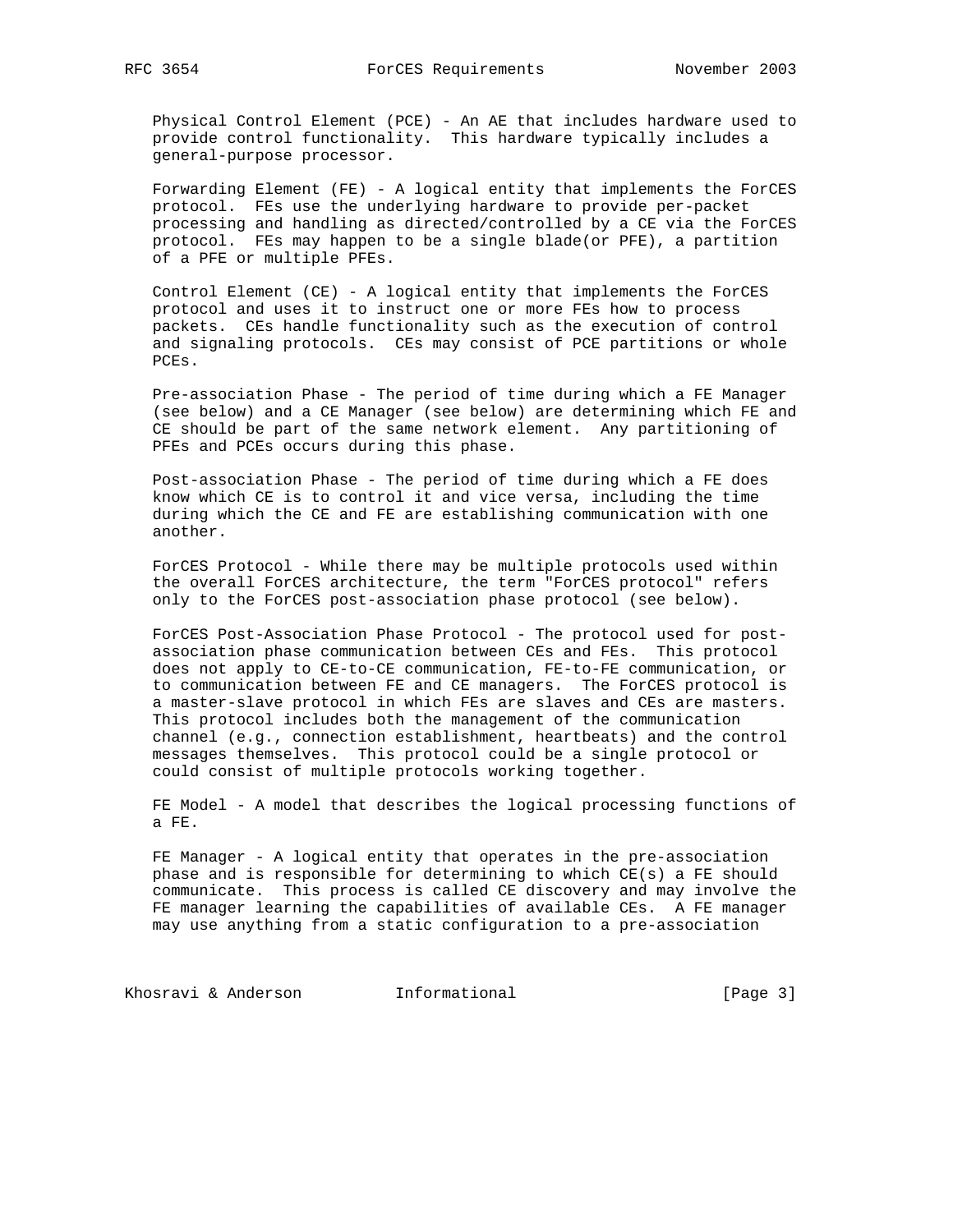Physical Control Element (PCE) - An AE that includes hardware used to provide control functionality. This hardware typically includes a general-purpose processor.

Forwarding Element (FE) - A logical entity that implements the ForCES protocol. FEs use the underlying hardware to provide per-packet processing and handling as directed/controlled by a CE via the ForCES protocol. FEs may happen to be a single blade(or PFE), a partition of a PFE or multiple PFEs.

Control Element (CE) - A logical entity that implements the ForCES protocol and uses it to instruct one or more FEs how to process packets. CEs handle functionality such as the execution of control and signaling protocols. CEs may consist of PCE partitions or whole PCEs.

Pre-association Phase - The period of time during which a FE Manager (see below) and a CE Manager (see below) are determining which FE and CE should be part of the same network element. Any partitioning of PFEs and PCEs occurs during this phase.

Post-association Phase - The period of time during which a FE does know which CE is to control it and vice versa, including the time during which the CE and FE are establishing communication with one another.

ForCES Protocol - While there may be multiple protocols used within the overall ForCES architecture, the term "ForCES protocol" refers only to the ForCES post-association phase protocol (see below).

ForCES Post-Association Phase Protocol - The protocol used for post-association phase communication between CEs and FEs. This protocol does not apply to CE-to-CE communication, FE-to-FE communication, or to communication between FE and CE managers. The ForCES protocol is a master-slave protocol in which FEs are slaves and CEs are masters. This protocol includes both the management of the communication channel (e.g., connection establishment, heartbeats) and the control messages themselves. This protocol could be a single protocol or could consist of multiple protocols working together.

FE Model - A model that describes the logical processing functions of a FE.

FE Manager - A logical entity that operates in the pre-association phase and is responsible for determining to which CE(s) a FE should communicate. This process is called CE discovery and may involve the FE manager learning the capabilities of available CEs. A FE manager may use anything from a static configuration to a pre-association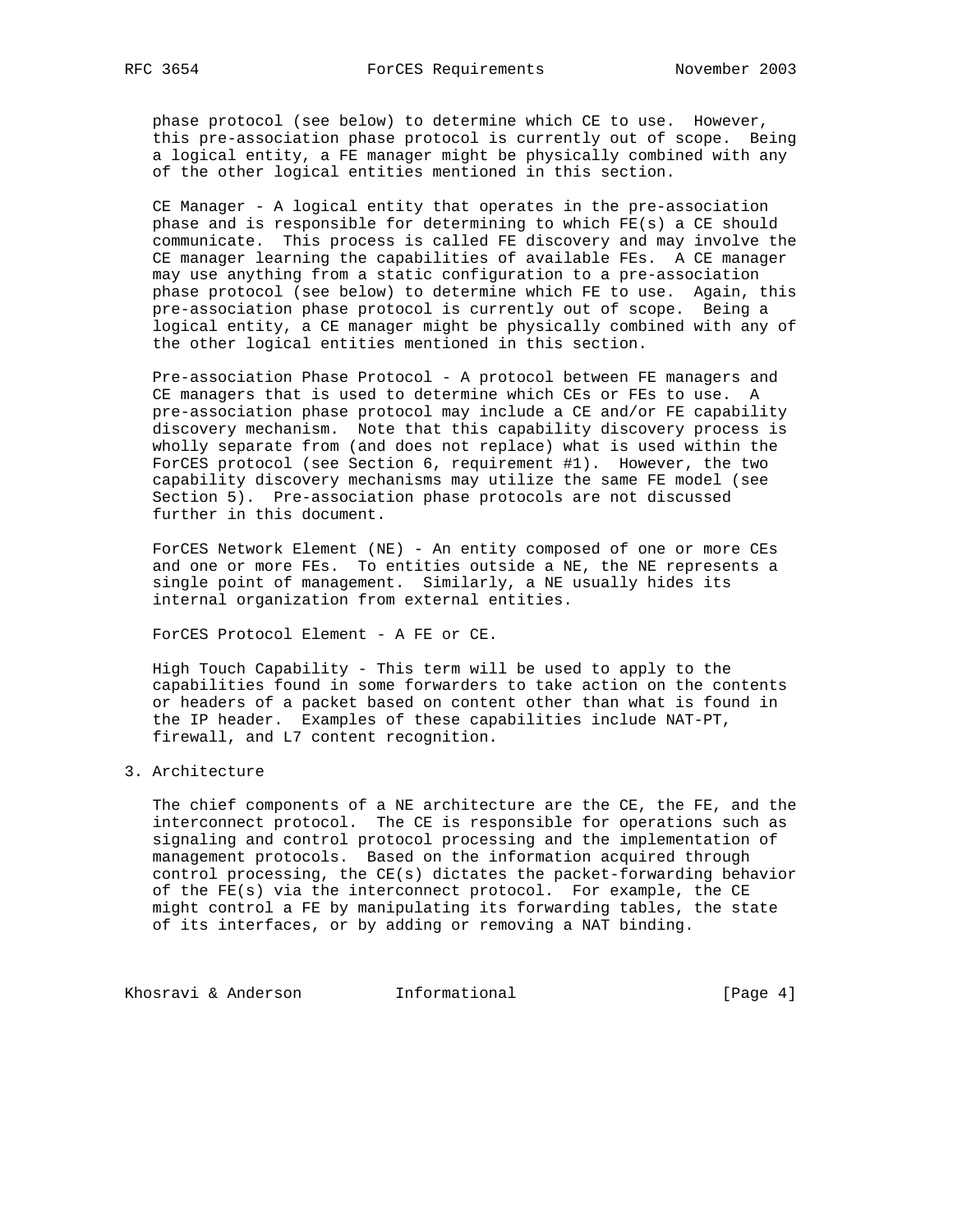phase protocol (see below) to determine which CE to use. However, this pre-association phase protocol is currently out of scope. Being a logical entity, a FE manager might be physically combined with any of the other logical entities mentioned in this section.

CE Manager - A logical entity that operates in the pre-association phase and is responsible for determining to which FE(s) a CE should communicate. This process is called FE discovery and may involve the CE manager learning the capabilities of available FEs. A CE manager may use anything from a static configuration to a pre-association phase protocol (see below) to determine which FE to use. Again, this pre-association phase protocol is currently out of scope. Being a logical entity, a CE manager might be physically combined with any of the other logical entities mentioned in this section.

Pre-association Phase Protocol - A protocol between FE managers and CE managers that is used to determine which CEs or FEs to use. A pre-association phase protocol may include a CE and/or FE capability discovery mechanism. Note that this capability discovery process is wholly separate from (and does not replace) what is used within the ForCES protocol (see Section 6, requirement #1). However, the two capability discovery mechanisms may utilize the same FE model (see Section 5). Pre-association phase protocols are not discussed further in this document.

ForCES Network Element (NE) - An entity composed of one or more CEs and one or more FEs. To entities outside a NE, the NE represents a single point of management. Similarly, a NE usually hides its internal organization from external entities.

ForCES Protocol Element - A FE or CE.

High Touch Capability - This term will be used to apply to the capabilities found in some forwarders to take action on the contents or headers of a packet based on content other than what is found in the IP header. Examples of these capabilities include NAT-PT, firewall, and L7 content recognition.

## 3. Architecture

The chief components of a NE architecture are the CE, the FE, and the interconnect protocol. The CE is responsible for operations such as signaling and control protocol processing and the implementation of management protocols. Based on the information acquired through control processing, the CE(s) dictates the packet-forwarding behavior of the FE(s) via the interconnect protocol. For example, the CE might control a FE by manipulating its forwarding tables, the state of its interfaces, or by adding or removing a NAT binding.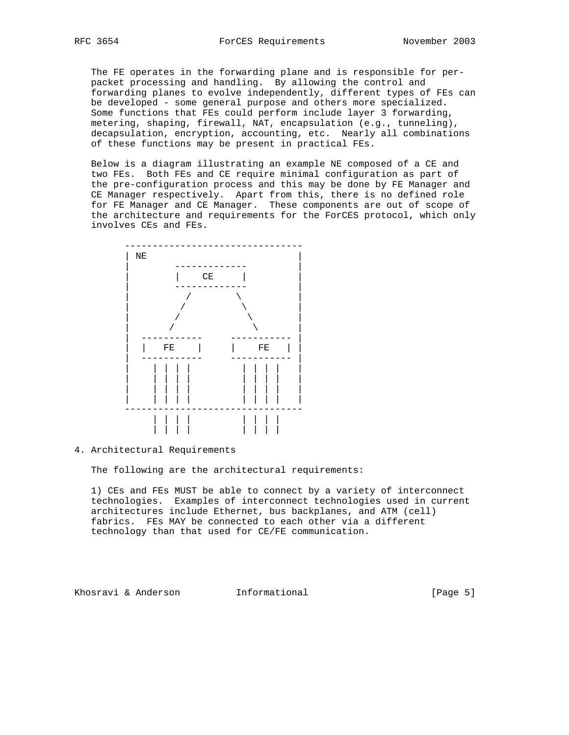The FE operates in the forwarding plane and is responsible for per-packet processing and handling. By allowing the control and forwarding planes to evolve independently, different types of FEs can be developed - some general purpose and others more specialized. Some functions that FEs could perform include layer 3 forwarding, metering, shaping, firewall, NAT, encapsulation (e.g., tunneling), decapsulation, encryption, accounting, etc. Nearly all combinations of these functions may be present in practical FEs.

Below is a diagram illustrating an example NE composed of a CE and two FEs. Both FEs and CE require minimal configuration as part of the pre-configuration process and this may be done by FE Manager and CE Manager respectively. Apart from this, there is no defined role for FE Manager and CE Manager. These components are out of scope of the architecture and requirements for the ForCES protocol, which only involves CEs and FEs.

```
 --------------------------------
 | NE                           |
 |        -------------         |
 |        |    CE     |         |
 |        -------------         |
 |          /        \          |
 |         /          \         |
 |        /            \        |
 |       /              \       |
 |  -----------     ----------- |
 |  |   FE    |     |    FE   | |
 |  -----------     ----------- |
 |    | | | |         | | | |   |
 |    | | | |         | | | |   |
 |    | | | |         | | | |   |
 |    | | | |         | | | |   |
 --------------------------------
      | | | |         | | | |
      | | | |         | | | |
```

## 4. Architectural Requirements

The following are the architectural requirements:

1) CEs and FEs MUST be able to connect by a variety of interconnect technologies. Examples of interconnect technologies used in current architectures include Ethernet, bus backplanes, and ATM (cell) fabrics. FEs MAY be connected to each other via a different technology than that used for CE/FE communication.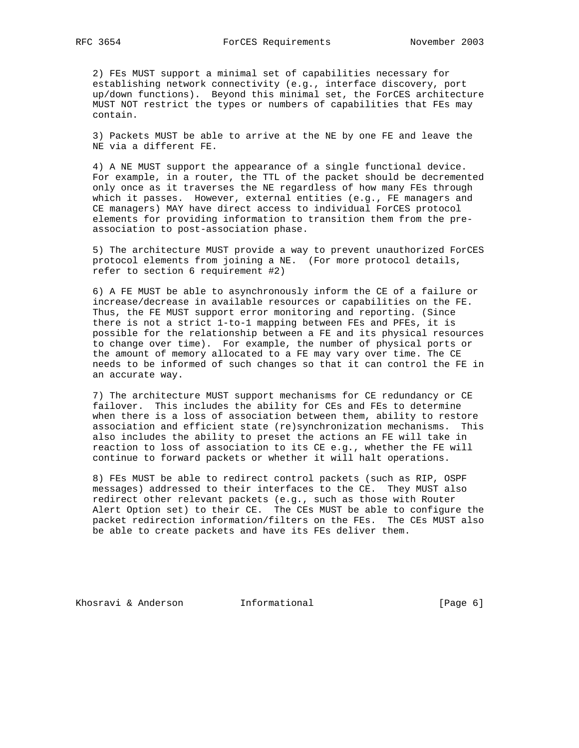2) FEs MUST support a minimal set of capabilities necessary for establishing network connectivity (e.g., interface discovery, port up/down functions). Beyond this minimal set, the ForCES architecture MUST NOT restrict the types or numbers of capabilities that FEs may contain.

3) Packets MUST be able to arrive at the NE by one FE and leave the NE via a different FE.

4) A NE MUST support the appearance of a single functional device. For example, in a router, the TTL of the packet should be decremented only once as it traverses the NE regardless of how many FEs through which it passes. However, external entities (e.g., FE managers and CE managers) MAY have direct access to individual ForCES protocol elements for providing information to transition them from the pre-association to post-association phase.

5) The architecture MUST provide a way to prevent unauthorized ForCES protocol elements from joining a NE. (For more protocol details, refer to section 6 requirement #2)

6) A FE MUST be able to asynchronously inform the CE of a failure or increase/decrease in available resources or capabilities on the FE. Thus, the FE MUST support error monitoring and reporting. (Since there is not a strict 1-to-1 mapping between FEs and PFEs, it is possible for the relationship between a FE and its physical resources to change over time). For example, the number of physical ports or the amount of memory allocated to a FE may vary over time. The CE needs to be informed of such changes so that it can control the FE in an accurate way.

7) The architecture MUST support mechanisms for CE redundancy or CE failover. This includes the ability for CEs and FEs to determine when there is a loss of association between them, ability to restore association and efficient state (re)synchronization mechanisms. This also includes the ability to preset the actions an FE will take in reaction to loss of association to its CE e.g., whether the FE will continue to forward packets or whether it will halt operations.

8) FEs MUST be able to redirect control packets (such as RIP, OSPF messages) addressed to their interfaces to the CE. They MUST also redirect other relevant packets (e.g., such as those with Router Alert Option set) to their CE. The CEs MUST be able to configure the packet redirection information/filters on the FEs. The CEs MUST also be able to create packets and have its FEs deliver them.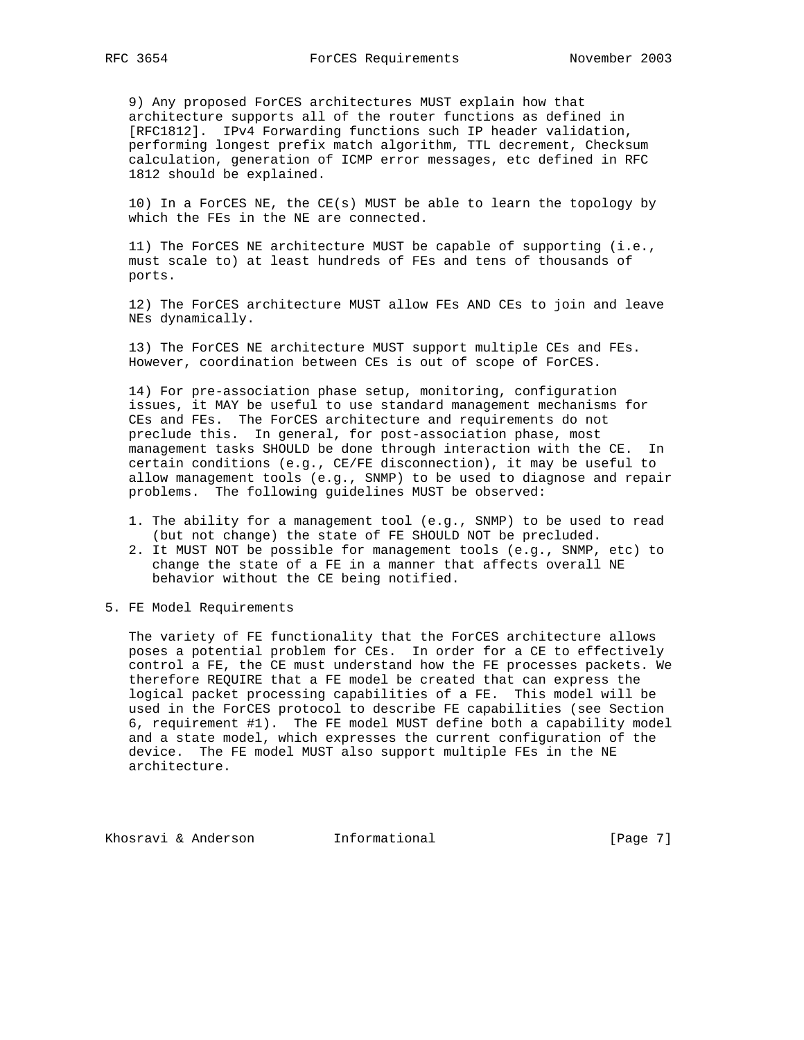9) Any proposed ForCES architectures MUST explain how that architecture supports all of the router functions as defined in [RFC1812]. IPv4 Forwarding functions such IP header validation, performing longest prefix match algorithm, TTL decrement, Checksum calculation, generation of ICMP error messages, etc defined in RFC 1812 should be explained.

10) In a ForCES NE, the CE(s) MUST be able to learn the topology by which the FEs in the NE are connected.

11) The ForCES NE architecture MUST be capable of supporting (i.e., must scale to) at least hundreds of FEs and tens of thousands of ports.

12) The ForCES architecture MUST allow FEs AND CEs to join and leave NEs dynamically.

13) The ForCES NE architecture MUST support multiple CEs and FEs. However, coordination between CEs is out of scope of ForCES.

14) For pre-association phase setup, monitoring, configuration issues, it MAY be useful to use standard management mechanisms for CEs and FEs. The ForCES architecture and requirements do not preclude this. In general, for post-association phase, most management tasks SHOULD be done through interaction with the CE. In certain conditions (e.g., CE/FE disconnection), it may be useful to allow management tools (e.g., SNMP) to be used to diagnose and repair problems. The following guidelines MUST be observed:

1. The ability for a management tool (e.g., SNMP) to be used to read (but not change) the state of FE SHOULD NOT be precluded.
2. It MUST NOT be possible for management tools (e.g., SNMP, etc) to change the state of a FE in a manner that affects overall NE behavior without the CE being notified.

## 5. FE Model Requirements

The variety of FE functionality that the ForCES architecture allows poses a potential problem for CEs. In order for a CE to effectively control a FE, the CE must understand how the FE processes packets. We therefore REQUIRE that a FE model be created that can express the logical packet processing capabilities of a FE. This model will be used in the ForCES protocol to describe FE capabilities (see Section 6, requirement #1). The FE model MUST define both a capability model and a state model, which expresses the current configuration of the device. The FE model MUST also support multiple FEs in the NE architecture.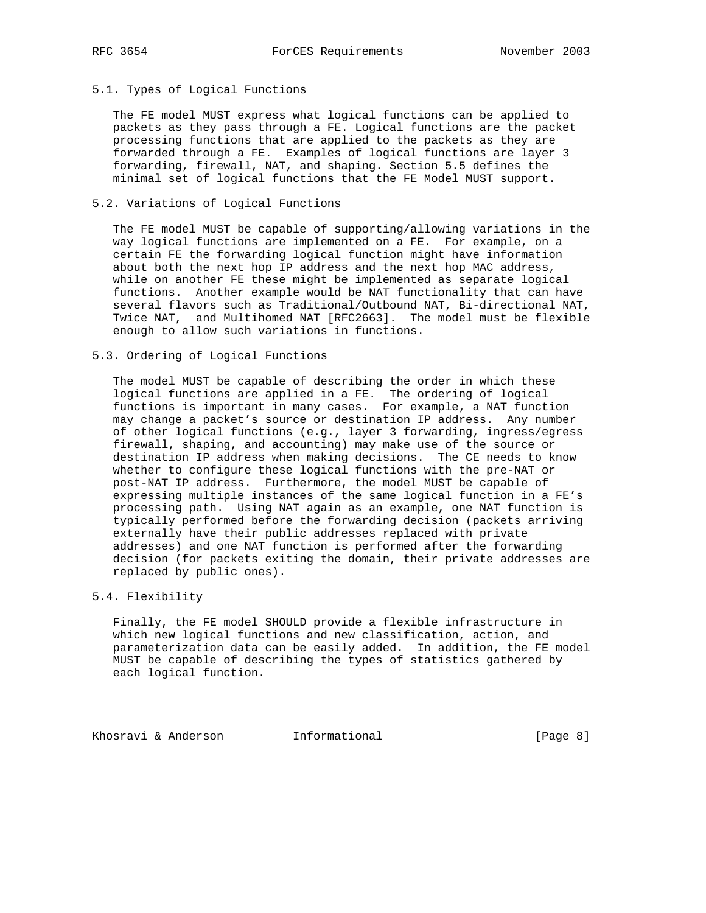### 5.1. Types of Logical Functions

The FE model MUST express what logical functions can be applied to packets as they pass through a FE. Logical functions are the packet processing functions that are applied to the packets as they are forwarded through a FE. Examples of logical functions are layer 3 forwarding, firewall, NAT, and shaping. Section 5.5 defines the minimal set of logical functions that the FE Model MUST support.

### 5.2. Variations of Logical Functions

The FE model MUST be capable of supporting/allowing variations in the way logical functions are implemented on a FE. For example, on a certain FE the forwarding logical function might have information about both the next hop IP address and the next hop MAC address, while on another FE these might be implemented as separate logical functions. Another example would be NAT functionality that can have several flavors such as Traditional/Outbound NAT, Bi-directional NAT, Twice NAT, and Multihomed NAT [RFC2663]. The model must be flexible enough to allow such variations in functions.

### 5.3. Ordering of Logical Functions

The model MUST be capable of describing the order in which these logical functions are applied in a FE. The ordering of logical functions is important in many cases. For example, a NAT function may change a packet's source or destination IP address. Any number of other logical functions (e.g., layer 3 forwarding, ingress/egress firewall, shaping, and accounting) may make use of the source or destination IP address when making decisions. The CE needs to know whether to configure these logical functions with the pre-NAT or post-NAT IP address. Furthermore, the model MUST be capable of expressing multiple instances of the same logical function in a FE's processing path. Using NAT again as an example, one NAT function is typically performed before the forwarding decision (packets arriving externally have their public addresses replaced with private addresses) and one NAT function is performed after the forwarding decision (for packets exiting the domain, their private addresses are replaced by public ones).

### 5.4. Flexibility

Finally, the FE model SHOULD provide a flexible infrastructure in which new logical functions and new classification, action, and parameterization data can be easily added. In addition, the FE model MUST be capable of describing the types of statistics gathered by each logical function.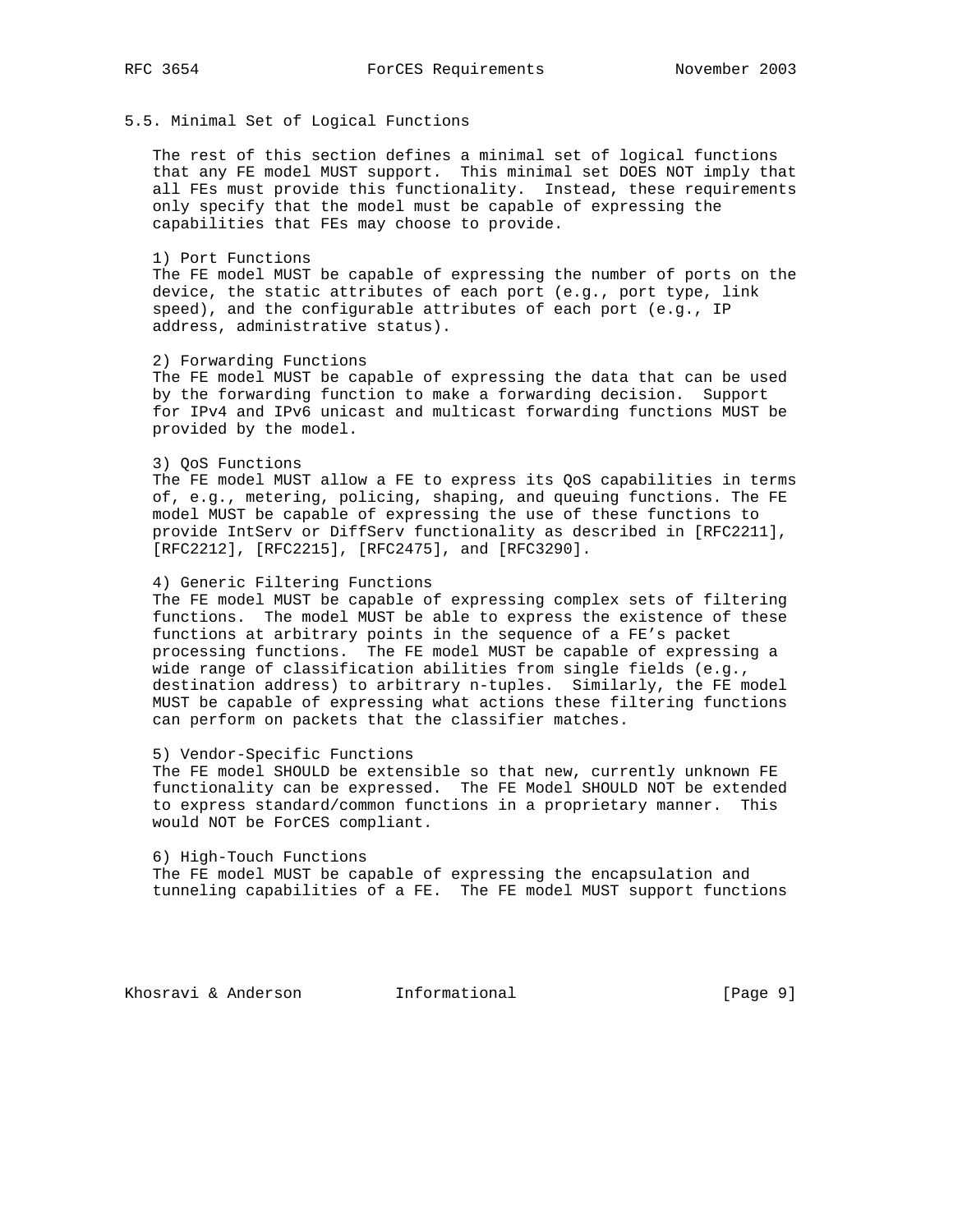## 5.5. Minimal Set of Logical Functions

The rest of this section defines a minimal set of logical functions that any FE model MUST support. This minimal set DOES NOT imply that all FEs must provide this functionality. Instead, these requirements only specify that the model must be capable of expressing the capabilities that FEs may choose to provide.

1) Port Functions
The FE model MUST be capable of expressing the number of ports on the device, the static attributes of each port (e.g., port type, link speed), and the configurable attributes of each port (e.g., IP address, administrative status).

2) Forwarding Functions
The FE model MUST be capable of expressing the data that can be used by the forwarding function to make a forwarding decision. Support for IPv4 and IPv6 unicast and multicast forwarding functions MUST be provided by the model.

3) QoS Functions
The FE model MUST allow a FE to express its QoS capabilities in terms of, e.g., metering, policing, shaping, and queuing functions. The FE model MUST be capable of expressing the use of these functions to provide IntServ or DiffServ functionality as described in [RFC2211], [RFC2212], [RFC2215], [RFC2475], and [RFC3290].

4) Generic Filtering Functions
The FE model MUST be capable of expressing complex sets of filtering functions. The model MUST be able to express the existence of these functions at arbitrary points in the sequence of a FE's packet processing functions. The FE model MUST be capable of expressing a wide range of classification abilities from single fields (e.g., destination address) to arbitrary n-tuples. Similarly, the FE model MUST be capable of expressing what actions these filtering functions can perform on packets that the classifier matches.

5) Vendor-Specific Functions
The FE model SHOULD be extensible so that new, currently unknown FE functionality can be expressed. The FE Model SHOULD NOT be extended to express standard/common functions in a proprietary manner. This would NOT be ForCES compliant.

6) High-Touch Functions
The FE model MUST be capable of expressing the encapsulation and tunneling capabilities of a FE. The FE model MUST support functions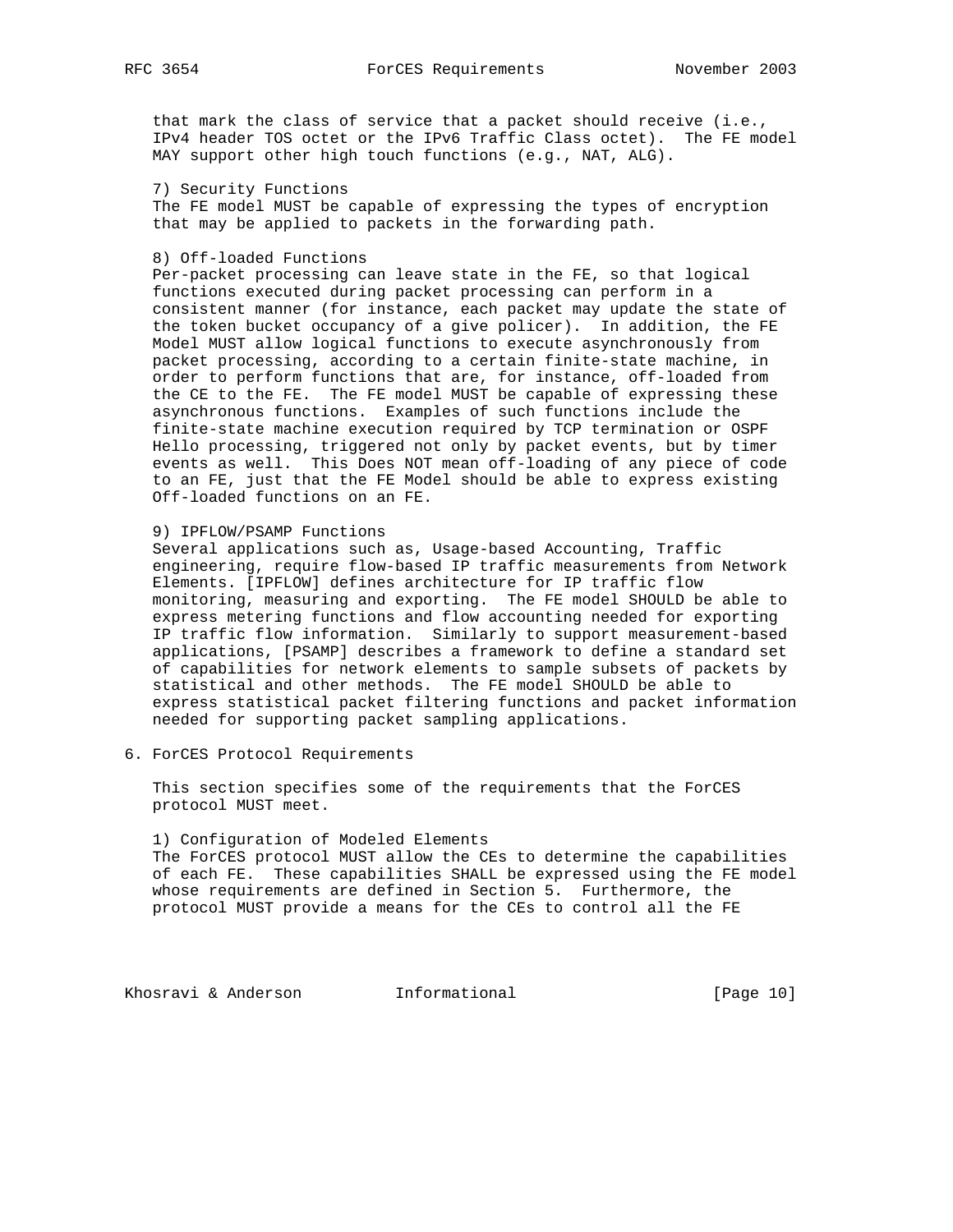that mark the class of service that a packet should receive (i.e., IPv4 header TOS octet or the IPv6 Traffic Class octet). The FE model MAY support other high touch functions (e.g., NAT, ALG).

7) Security Functions
The FE model MUST be capable of expressing the types of encryption that may be applied to packets in the forwarding path.

8) Off-loaded Functions
Per-packet processing can leave state in the FE, so that logical functions executed during packet processing can perform in a consistent manner (for instance, each packet may update the state of the token bucket occupancy of a give policer). In addition, the FE Model MUST allow logical functions to execute asynchronously from packet processing, according to a certain finite-state machine, in order to perform functions that are, for instance, off-loaded from the CE to the FE. The FE model MUST be capable of expressing these asynchronous functions. Examples of such functions include the finite-state machine execution required by TCP termination or OSPF Hello processing, triggered not only by packet events, but by timer events as well. This Does NOT mean off-loading of any piece of code to an FE, just that the FE Model should be able to express existing Off-loaded functions on an FE.

9) IPFLOW/PSAMP Functions
Several applications such as, Usage-based Accounting, Traffic engineering, require flow-based IP traffic measurements from Network Elements. [IPFLOW] defines architecture for IP traffic flow monitoring, measuring and exporting. The FE model SHOULD be able to express metering functions and flow accounting needed for exporting IP traffic flow information. Similarly to support measurement-based applications, [PSAMP] describes a framework to define a standard set of capabilities for network elements to sample subsets of packets by statistical and other methods. The FE model SHOULD be able to express statistical packet filtering functions and packet information needed for supporting packet sampling applications.

## 6. ForCES Protocol Requirements

This section specifies some of the requirements that the ForCES protocol MUST meet.

1) Configuration of Modeled Elements
The ForCES protocol MUST allow the CEs to determine the capabilities of each FE. These capabilities SHALL be expressed using the FE model whose requirements are defined in Section 5. Furthermore, the protocol MUST provide a means for the CEs to control all the FE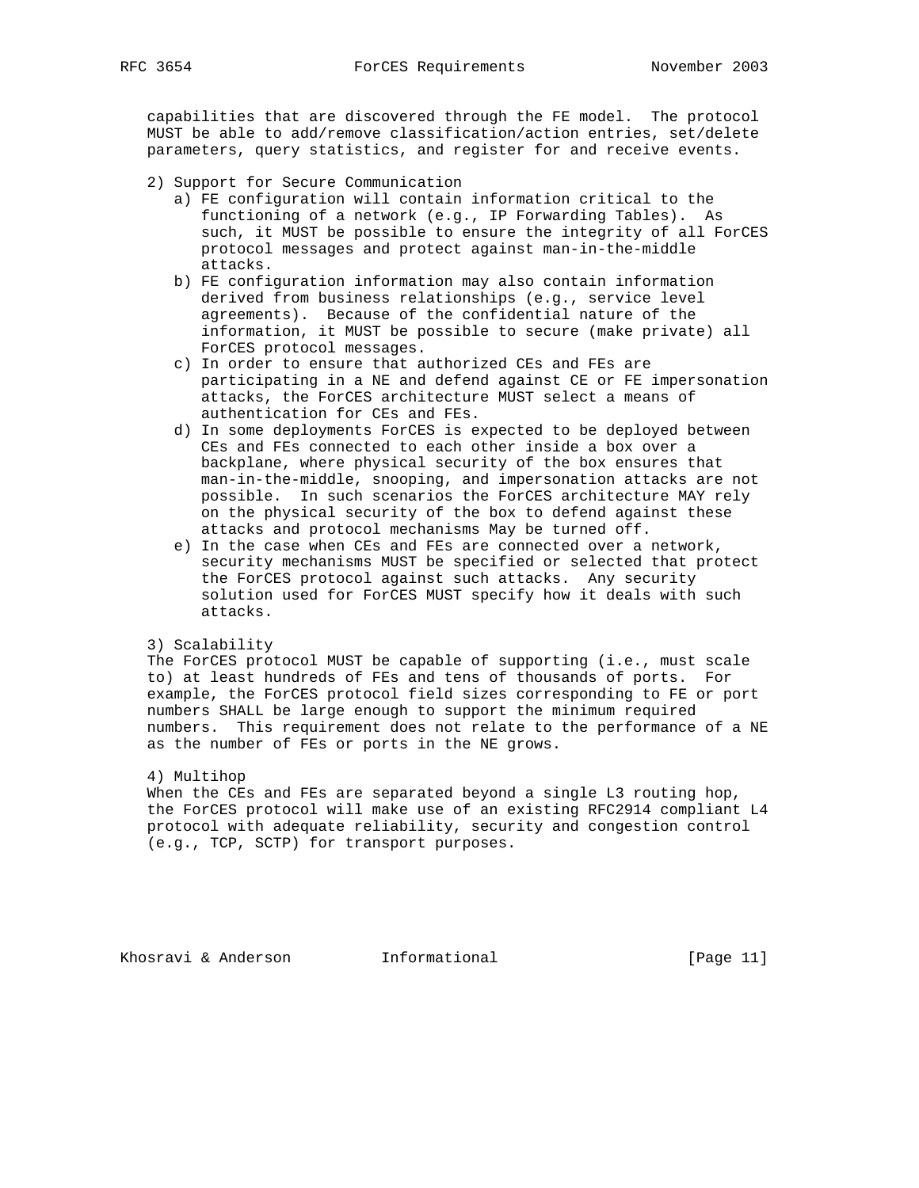capabilities that are discovered through the FE model. The protocol MUST be able to add/remove classification/action entries, set/delete parameters, query statistics, and register for and receive events.

2) Support for Secure Communication
   a) FE configuration will contain information critical to the functioning of a network (e.g., IP Forwarding Tables). As such, it MUST be possible to ensure the integrity of all ForCES protocol messages and protect against man-in-the-middle attacks.
   b) FE configuration information may also contain information derived from business relationships (e.g., service level agreements). Because of the confidential nature of the information, it MUST be possible to secure (make private) all ForCES protocol messages.
   c) In order to ensure that authorized CEs and FEs are participating in a NE and defend against CE or FE impersonation attacks, the ForCES architecture MUST select a means of authentication for CEs and FEs.
   d) In some deployments ForCES is expected to be deployed between CEs and FEs connected to each other inside a box over a backplane, where physical security of the box ensures that man-in-the-middle, snooping, and impersonation attacks are not possible. In such scenarios the ForCES architecture MAY rely on the physical security of the box to defend against these attacks and protocol mechanisms May be turned off.
   e) In the case when CEs and FEs are connected over a network, security mechanisms MUST be specified or selected that protect the ForCES protocol against such attacks. Any security solution used for ForCES MUST specify how it deals with such attacks.

3) Scalability
The ForCES protocol MUST be capable of supporting (i.e., must scale to) at least hundreds of FEs and tens of thousands of ports. For example, the ForCES protocol field sizes corresponding to FE or port numbers SHALL be large enough to support the minimum required numbers. This requirement does not relate to the performance of a NE as the number of FEs or ports in the NE grows.

4) Multihop
When the CEs and FEs are separated beyond a single L3 routing hop, the ForCES protocol will make use of an existing RFC2914 compliant L4 protocol with adequate reliability, security and congestion control (e.g., TCP, SCTP) for transport purposes.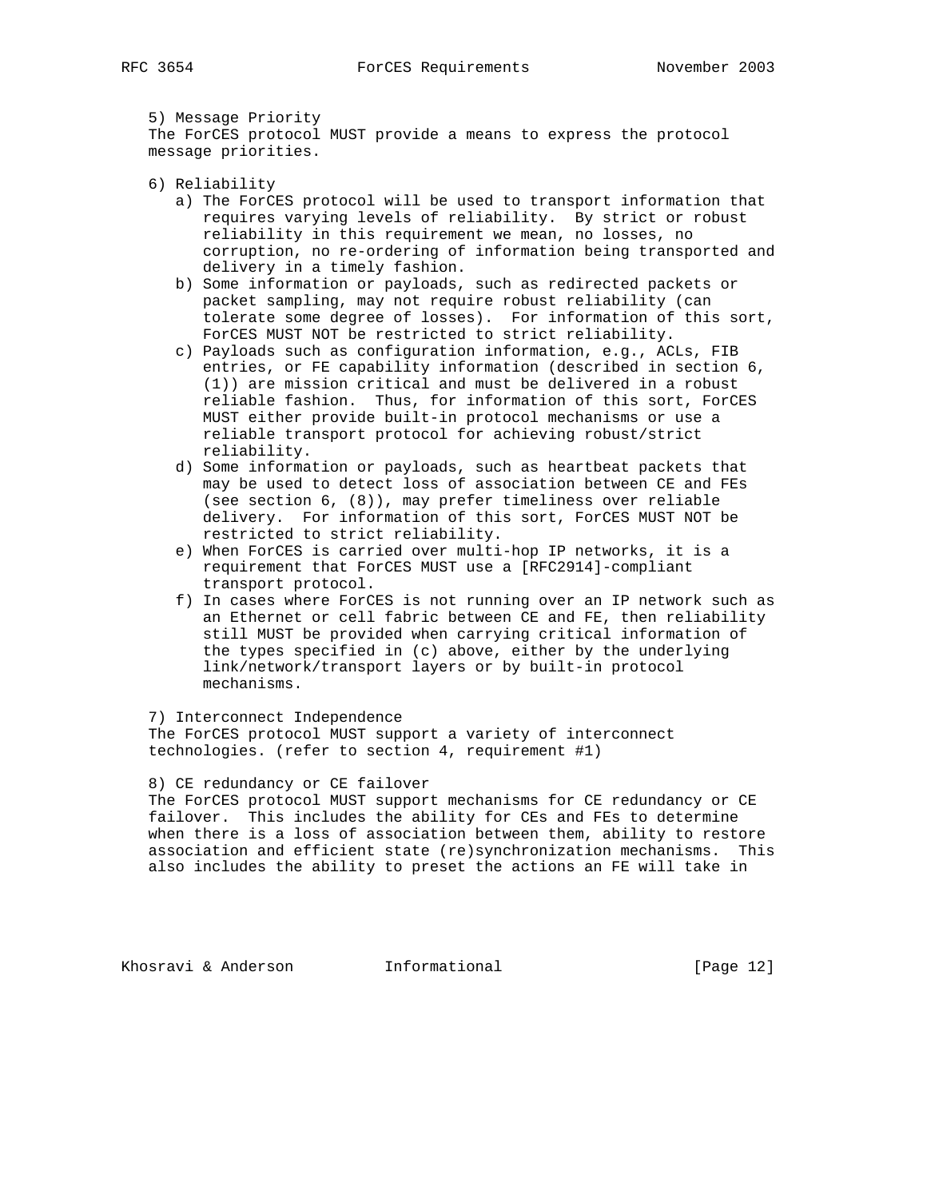5) Message Priority

The ForCES protocol MUST provide a means to express the protocol message priorities.

6) Reliability

a) The ForCES protocol will be used to transport information that requires varying levels of reliability. By strict or robust reliability in this requirement we mean, no losses, no corruption, no re-ordering of information being transported and delivery in a timely fashion.

b) Some information or payloads, such as redirected packets or packet sampling, may not require robust reliability (can tolerate some degree of losses). For information of this sort, ForCES MUST NOT be restricted to strict reliability.

c) Payloads such as configuration information, e.g., ACLs, FIB entries, or FE capability information (described in section 6, (1)) are mission critical and must be delivered in a robust reliable fashion. Thus, for information of this sort, ForCES MUST either provide built-in protocol mechanisms or use a reliable transport protocol for achieving robust/strict reliability.

d) Some information or payloads, such as heartbeat packets that may be used to detect loss of association between CE and FEs (see section 6, (8)), may prefer timeliness over reliable delivery. For information of this sort, ForCES MUST NOT be restricted to strict reliability.

e) When ForCES is carried over multi-hop IP networks, it is a requirement that ForCES MUST use a [RFC2914]-compliant transport protocol.

f) In cases where ForCES is not running over an IP network such as an Ethernet or cell fabric between CE and FE, then reliability still MUST be provided when carrying critical information of the types specified in (c) above, either by the underlying link/network/transport layers or by built-in protocol mechanisms.

7) Interconnect Independence

The ForCES protocol MUST support a variety of interconnect technologies. (refer to section 4, requirement #1)

8) CE redundancy or CE failover

The ForCES protocol MUST support mechanisms for CE redundancy or CE failover. This includes the ability for CEs and FEs to determine when there is a loss of association between them, ability to restore association and efficient state (re)synchronization mechanisms. This also includes the ability to preset the actions an FE will take in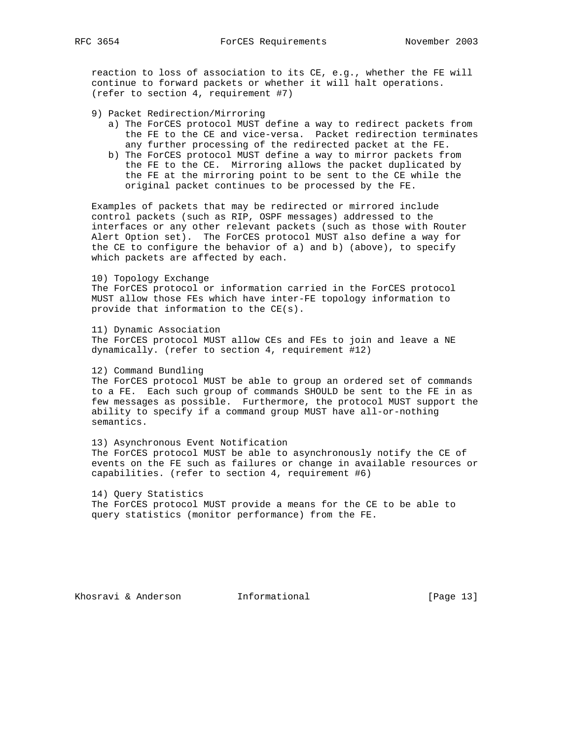reaction to loss of association to its CE, e.g., whether the FE will continue to forward packets or whether it will halt operations. (refer to section 4, requirement #7)

9) Packet Redirection/Mirroring
   a) The ForCES protocol MUST define a way to redirect packets from the FE to the CE and vice-versa. Packet redirection terminates any further processing of the redirected packet at the FE.
   b) The ForCES protocol MUST define a way to mirror packets from the FE to the CE. Mirroring allows the packet duplicated by the FE at the mirroring point to be sent to the CE while the original packet continues to be processed by the FE.

Examples of packets that may be redirected or mirrored include control packets (such as RIP, OSPF messages) addressed to the interfaces or any other relevant packets (such as those with Router Alert Option set). The ForCES protocol MUST also define a way for the CE to configure the behavior of a) and b) (above), to specify which packets are affected by each.

10) Topology Exchange
The ForCES protocol or information carried in the ForCES protocol MUST allow those FEs which have inter-FE topology information to provide that information to the CE(s).

11) Dynamic Association
The ForCES protocol MUST allow CEs and FEs to join and leave a NE dynamically. (refer to section 4, requirement #12)

12) Command Bundling
The ForCES protocol MUST be able to group an ordered set of commands to a FE. Each such group of commands SHOULD be sent to the FE in as few messages as possible. Furthermore, the protocol MUST support the ability to specify if a command group MUST have all-or-nothing semantics.

13) Asynchronous Event Notification
The ForCES protocol MUST be able to asynchronously notify the CE of events on the FE such as failures or change in available resources or capabilities. (refer to section 4, requirement #6)

14) Query Statistics
The ForCES protocol MUST provide a means for the CE to be able to query statistics (monitor performance) from the FE.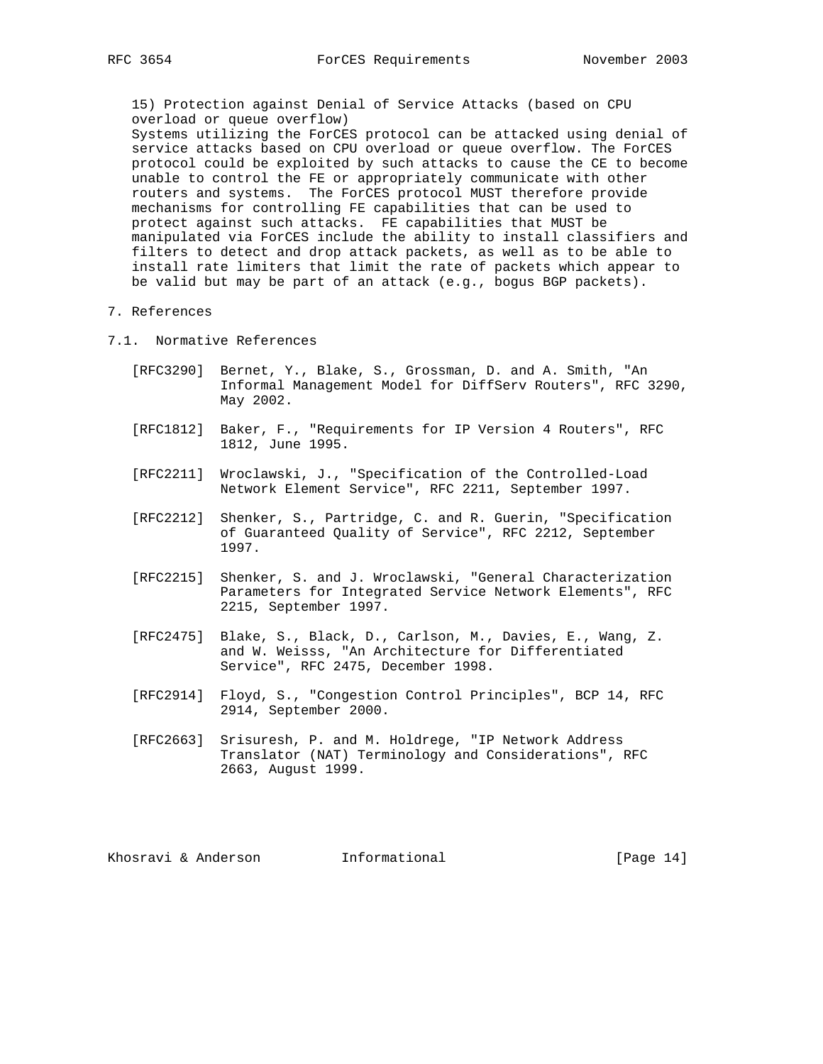15) Protection against Denial of Service Attacks (based on CPU overload or queue overflow)
Systems utilizing the ForCES protocol can be attacked using denial of service attacks based on CPU overload or queue overflow. The ForCES protocol could be exploited by such attacks to cause the CE to become unable to control the FE or appropriately communicate with other routers and systems. The ForCES protocol MUST therefore provide mechanisms for controlling FE capabilities that can be used to protect against such attacks. FE capabilities that MUST be manipulated via ForCES include the ability to install classifiers and filters to detect and drop attack packets, as well as to be able to install rate limiters that limit the rate of packets which appear to be valid but may be part of an attack (e.g., bogus BGP packets).

## 7. References

### 7.1. Normative References

[RFC3290] Bernet, Y., Blake, S., Grossman, D. and A. Smith, "An Informal Management Model for DiffServ Routers", RFC 3290, May 2002.

[RFC1812] Baker, F., "Requirements for IP Version 4 Routers", RFC 1812, June 1995.

[RFC2211] Wroclawski, J., "Specification of the Controlled-Load Network Element Service", RFC 2211, September 1997.

[RFC2212] Shenker, S., Partridge, C. and R. Guerin, "Specification of Guaranteed Quality of Service", RFC 2212, September 1997.

[RFC2215] Shenker, S. and J. Wroclawski, "General Characterization Parameters for Integrated Service Network Elements", RFC 2215, September 1997.

[RFC2475] Blake, S., Black, D., Carlson, M., Davies, E., Wang, Z. and W. Weisss, "An Architecture for Differentiated Service", RFC 2475, December 1998.

[RFC2914] Floyd, S., "Congestion Control Principles", BCP 14, RFC 2914, September 2000.

[RFC2663] Srisuresh, P. and M. Holdrege, "IP Network Address Translator (NAT) Terminology and Considerations", RFC 2663, August 1999.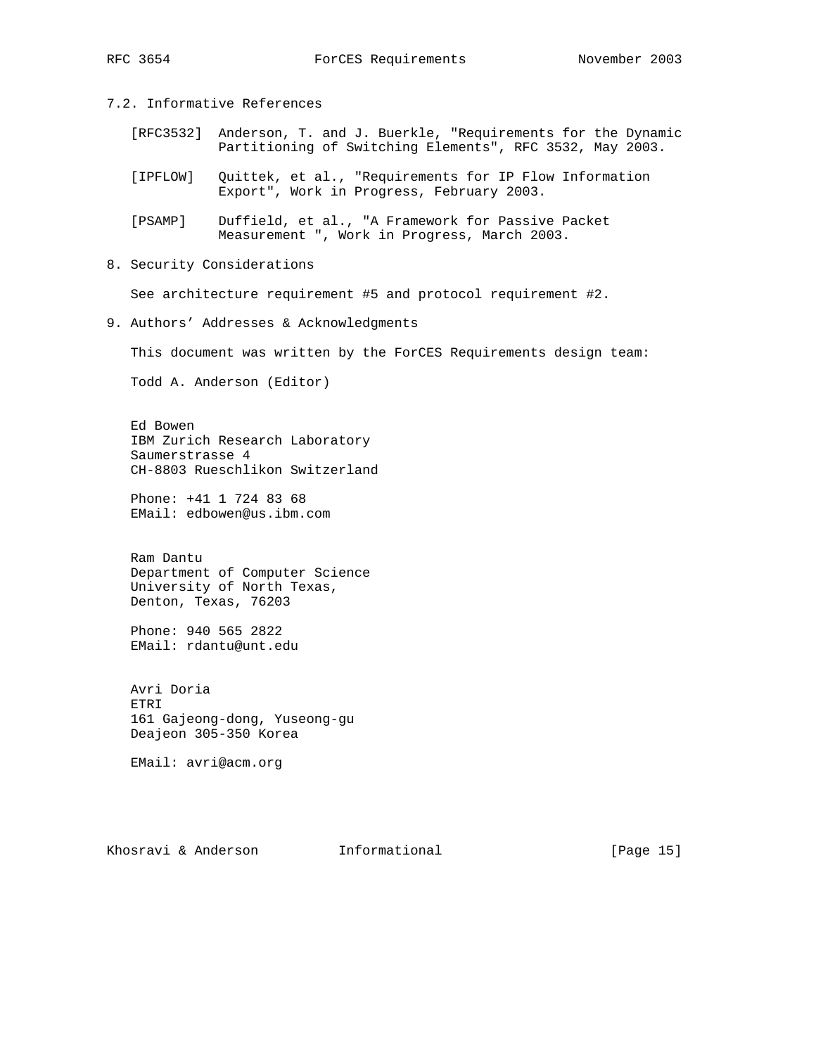## 7.2. Informative References

[RFC3532] Anderson, T. and J. Buerkle, "Requirements for the Dynamic Partitioning of Switching Elements", RFC 3532, May 2003.

[IPFLOW] Quittek, et al., "Requirements for IP Flow Information Export", Work in Progress, February 2003.

[PSAMP] Duffield, et al., "A Framework for Passive Packet Measurement ", Work in Progress, March 2003.

# 8. Security Considerations

See architecture requirement #5 and protocol requirement #2.

# 9. Authors' Addresses & Acknowledgments

This document was written by the ForCES Requirements design team:

Todd A. Anderson (Editor)

Ed Bowen
IBM Zurich Research Laboratory
Saumerstrasse 4
CH-8803 Rueschlikon Switzerland

Phone: +41 1 724 83 68
EMail: edbowen@us.ibm.com

Ram Dantu
Department of Computer Science
University of North Texas,
Denton, Texas, 76203

Phone: 940 565 2822
EMail: rdantu@unt.edu

Avri Doria
ETRI
161 Gajeong-dong, Yuseong-gu
Deajeon 305-350 Korea

EMail: avri@acm.org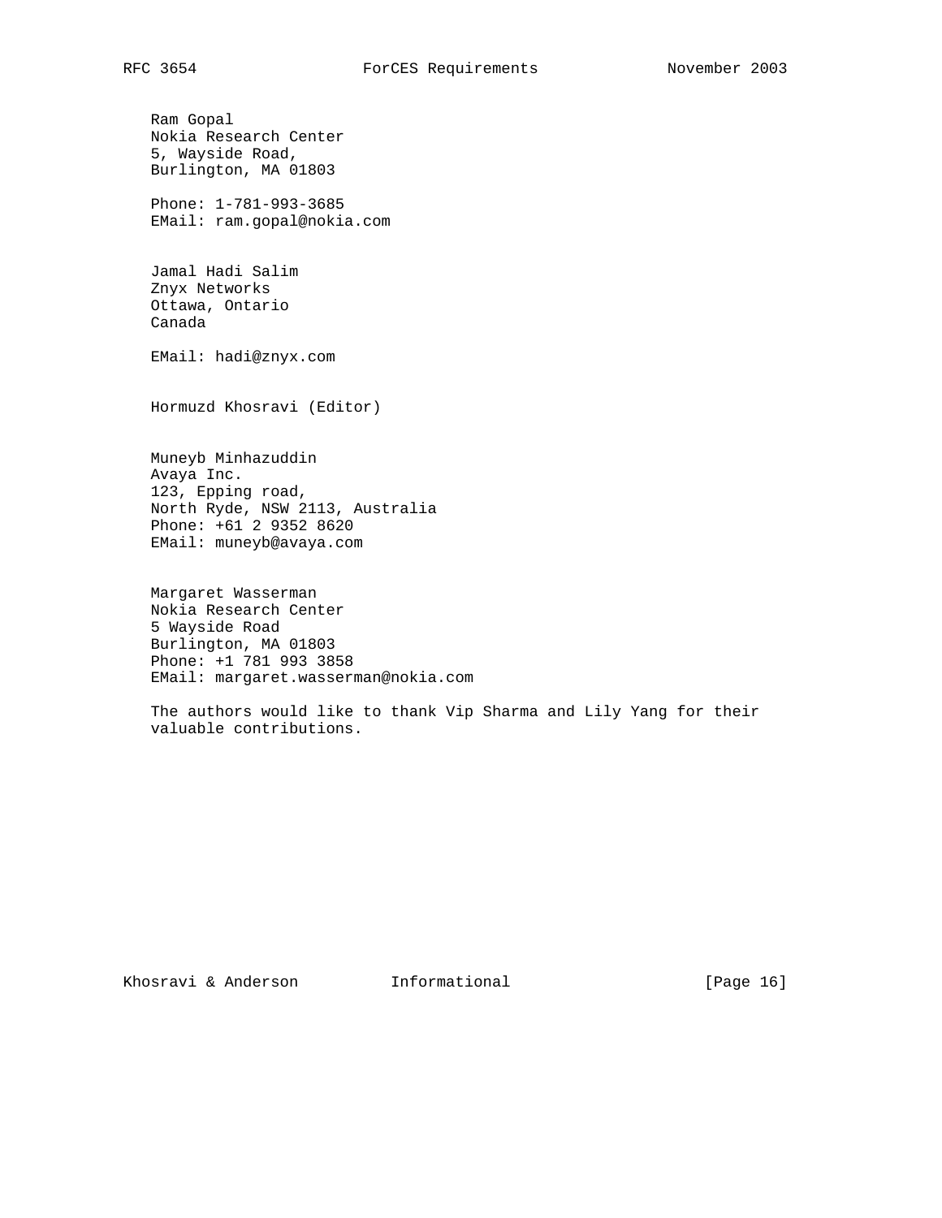Ram Gopal
Nokia Research Center
5, Wayside Road,
Burlington, MA 01803

Phone: 1-781-993-3685
EMail: ram.gopal@nokia.com

Jamal Hadi Salim
Znyx Networks
Ottawa, Ontario
Canada

EMail: hadi@znyx.com

Hormuzd Khosravi (Editor)

Muneyb Minhazuddin
Avaya Inc.
123, Epping road,
North Ryde, NSW 2113, Australia
Phone: +61 2 9352 8620
EMail: muneyb@avaya.com

Margaret Wasserman
Nokia Research Center
5 Wayside Road
Burlington, MA 01803
Phone: +1 781 993 3858
EMail: margaret.wasserman@nokia.com

The authors would like to thank Vip Sharma and Lily Yang for their valuable contributions.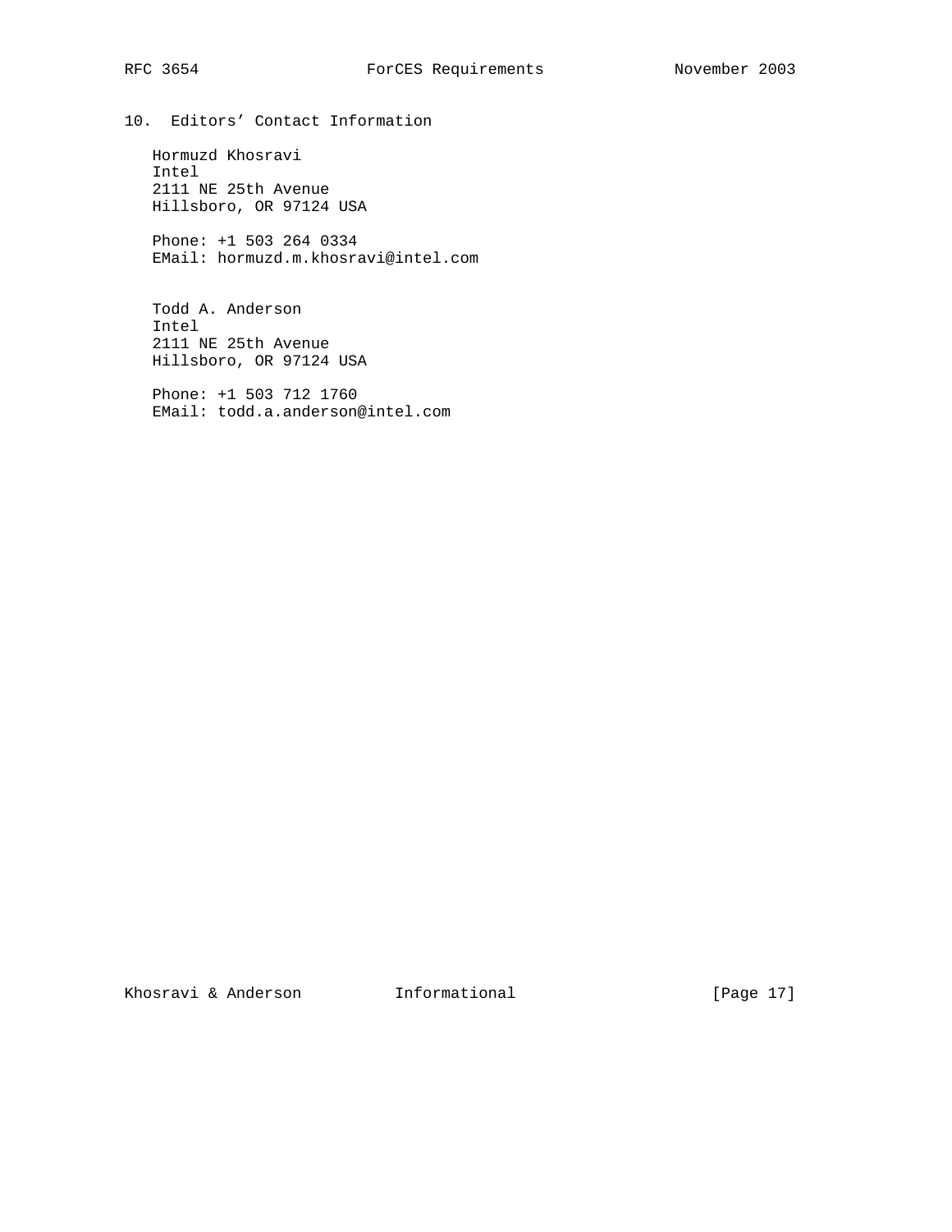## 10. Editors' Contact Information

Hormuzd Khosravi
Intel
2111 NE 25th Avenue
Hillsboro, OR 97124 USA

Phone: +1 503 264 0334
EMail: hormuzd.m.khosravi@intel.com

Todd A. Anderson
Intel
2111 NE 25th Avenue
Hillsboro, OR 97124 USA

Phone: +1 503 712 1760
EMail: todd.a.anderson@intel.com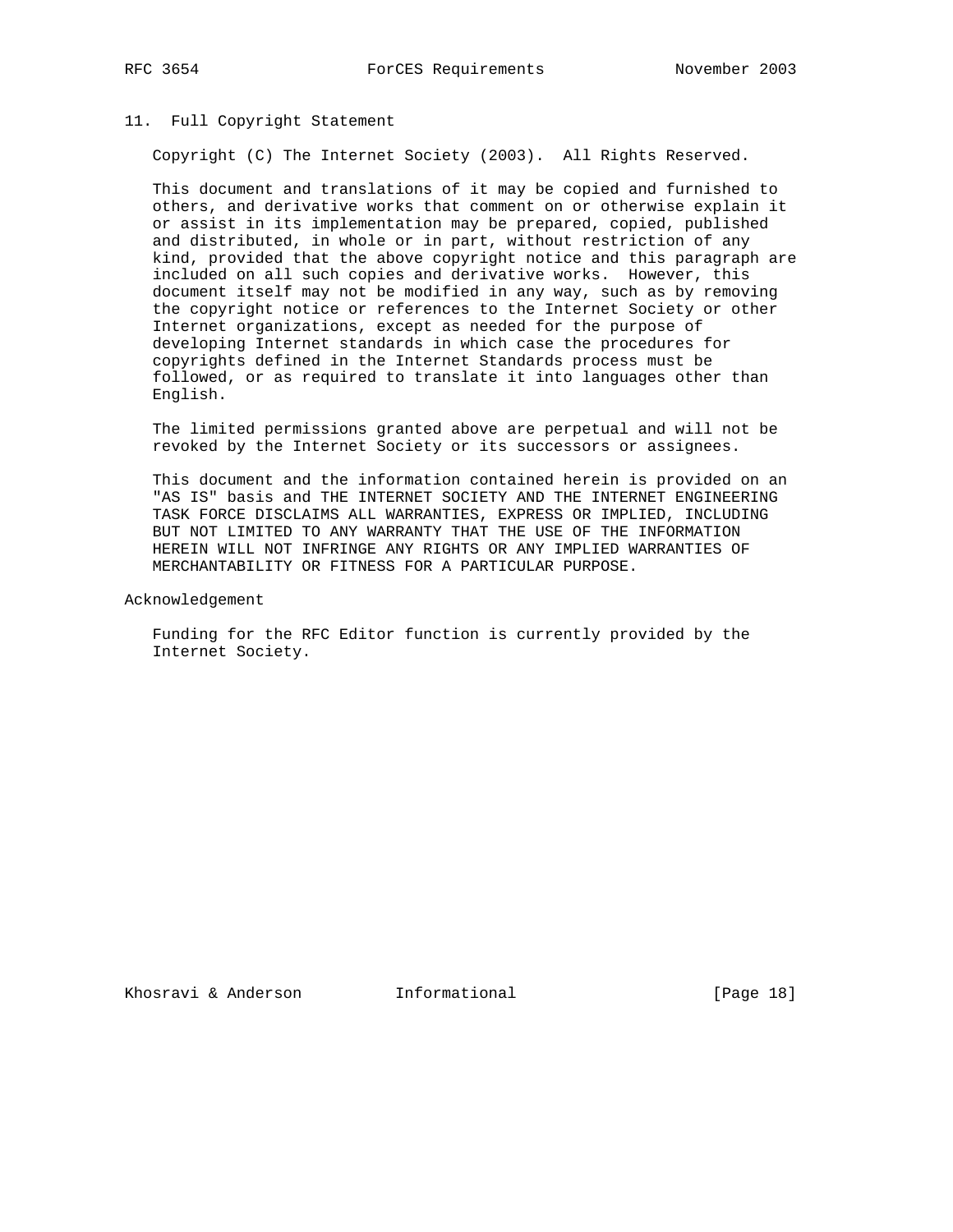## 11. Full Copyright Statement

Copyright (C) The Internet Society (2003). All Rights Reserved.

This document and translations of it may be copied and furnished to others, and derivative works that comment on or otherwise explain it or assist in its implementation may be prepared, copied, published and distributed, in whole or in part, without restriction of any kind, provided that the above copyright notice and this paragraph are included on all such copies and derivative works. However, this document itself may not be modified in any way, such as by removing the copyright notice or references to the Internet Society or other Internet organizations, except as needed for the purpose of developing Internet standards in which case the procedures for copyrights defined in the Internet Standards process must be followed, or as required to translate it into languages other than English.

The limited permissions granted above are perpetual and will not be revoked by the Internet Society or its successors or assignees.

This document and the information contained herein is provided on an "AS IS" basis and THE INTERNET SOCIETY AND THE INTERNET ENGINEERING TASK FORCE DISCLAIMS ALL WARRANTIES, EXPRESS OR IMPLIED, INCLUDING BUT NOT LIMITED TO ANY WARRANTY THAT THE USE OF THE INFORMATION HEREIN WILL NOT INFRINGE ANY RIGHTS OR ANY IMPLIED WARRANTIES OF MERCHANTABILITY OR FITNESS FOR A PARTICULAR PURPOSE.

## Acknowledgement

Funding for the RFC Editor function is currently provided by the Internet Society.